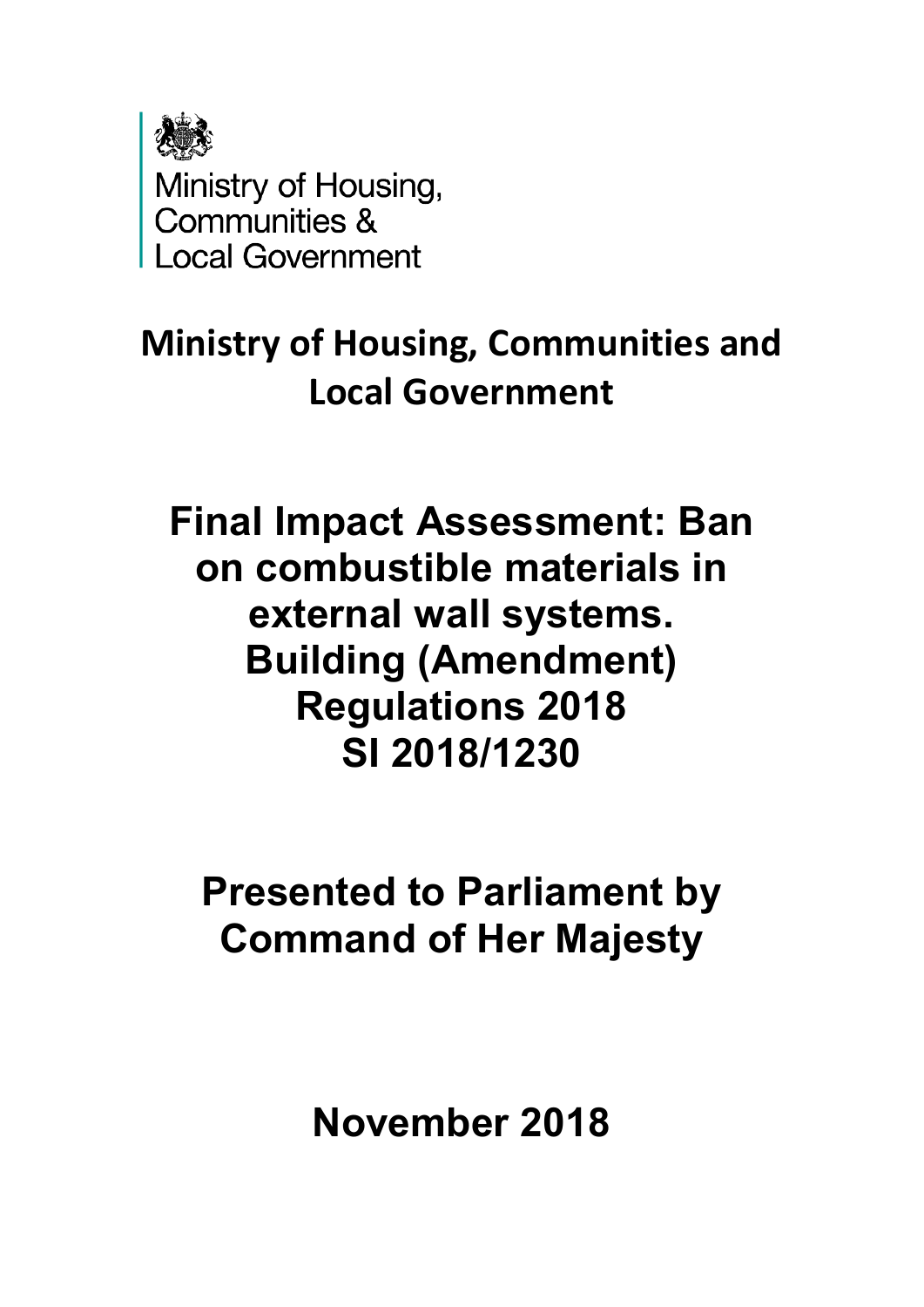Ministry of Housing, Communities & Local Government

**Ministry of Housing, Communities and Local Government**

# Final Impact Assessment: Ban on combustible materials in external wall systems. Building (Amendment) Regulations 2018 SI 2018/1230

## Presented to Parliament by Command of Her Majesty

## November 2018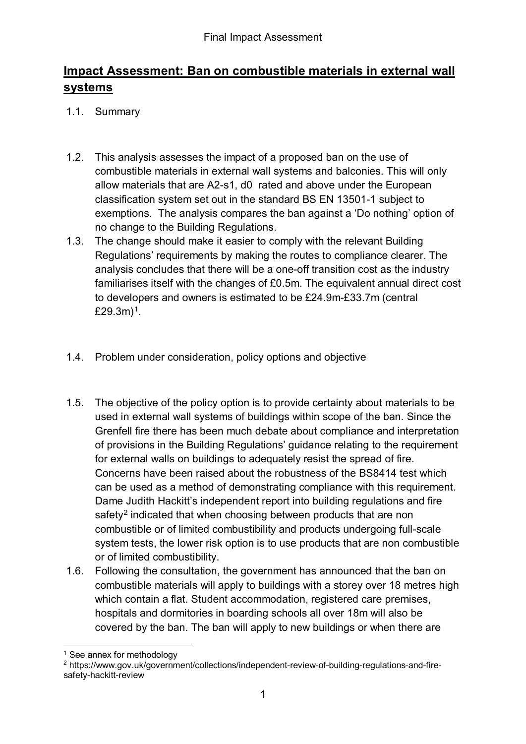# Impact Assessment: Ban on combustible materials in external wall systems

1.1. Summary

1.2. This analysis assesses the impact of a proposed ban on the use of combustible materials in external wall systems and balconies. This will only allow materials that are A2-s1, d0 rated and above under the European classification system set out in the standard BS EN 13501-1 subject to exemptions. The analysis compares the ban against a 'Do nothing' option of no change to the Building Regulations.

1.3. The change should make it easier to comply with the relevant Building Regulations' requirements by making the routes to compliance clearer. The analysis concludes that there will be a one-off transition cost as the industry familiarises itself with the changes of £0.5m. The equivalent annual direct cost to developers and owners is estimated to be £24.9m-£33.7m (central £29.3m)[1].

1.4. Problem under consideration, policy options and objective

1.5. The objective of the policy option is to provide certainty about materials to be used in external wall systems of buildings within scope of the ban. Since the Grenfell fire there has been much debate about compliance and interpretation of provisions in the Building Regulations' guidance relating to the requirement for external walls on buildings to adequately resist the spread of fire. Concerns have been raised about the robustness of the BS8414 test which can be used as a method of demonstrating compliance with this requirement. Dame Judith Hackitt's independent report into building regulations and fire safety[2] indicated that when choosing between products that are non combustible or of limited combustibility and products undergoing full-scale system tests, the lower risk option is to use products that are non combustible or of limited combustibility.

1.6. Following the consultation, the government has announced that the ban on combustible materials will apply to buildings with a storey over 18 metres high which contain a flat. Student accommodation, registered care premises, hospitals and dormitories in boarding schools all over 18m will also be covered by the ban. The ban will apply to new buildings or when there are

---

[1] See annex for methodology

[2] https://www.gov.uk/government/collections/independent-review-of-building-regulations-and-fire-safety-hackitt-review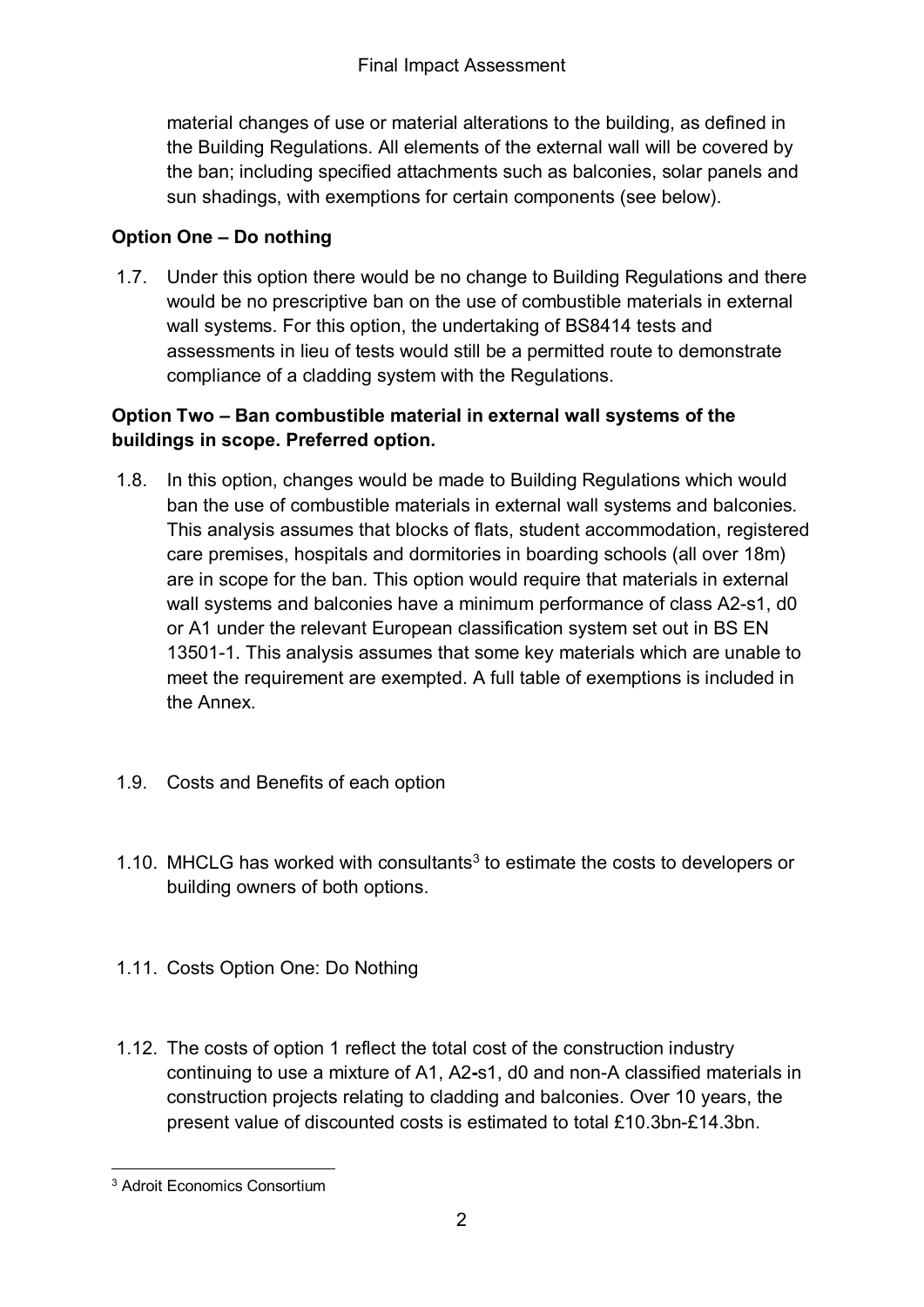material changes of use or material alterations to the building, as defined in the Building Regulations. All elements of the external wall will be covered by the ban; including specified attachments such as balconies, solar panels and sun shadings, with exemptions for certain components (see below).

**Option One – Do nothing**

1.7. Under this option there would be no change to Building Regulations and there would be no prescriptive ban on the use of combustible materials in external wall systems. For this option, the undertaking of BS8414 tests and assessments in lieu of tests would still be a permitted route to demonstrate compliance of a cladding system with the Regulations.

**Option Two – Ban combustible material in external wall systems of the buildings in scope. Preferred option.**

1.8. In this option, changes would be made to Building Regulations which would ban the use of combustible materials in external wall systems and balconies. This analysis assumes that blocks of flats, student accommodation, registered care premises, hospitals and dormitories in boarding schools (all over 18m) are in scope for the ban. This option would require that materials in external wall systems and balconies have a minimum performance of class A2-s1, d0 or A1 under the relevant European classification system set out in BS EN 13501-1. This analysis assumes that some key materials which are unable to meet the requirement are exempted. A full table of exemptions is included in the Annex.

1.9. Costs and Benefits of each option

1.10. MHCLG has worked with consultants[3] to estimate the costs to developers or building owners of both options.

1.11. Costs Option One: Do Nothing

1.12. The costs of option 1 reflect the total cost of the construction industry continuing to use a mixture of A1, A2-s1, d0 and non-A classified materials in construction projects relating to cladding and balconies. Over 10 years, the present value of discounted costs is estimated to total £10.3bn-£14.3bn.

[3] Adroit Economics Consortium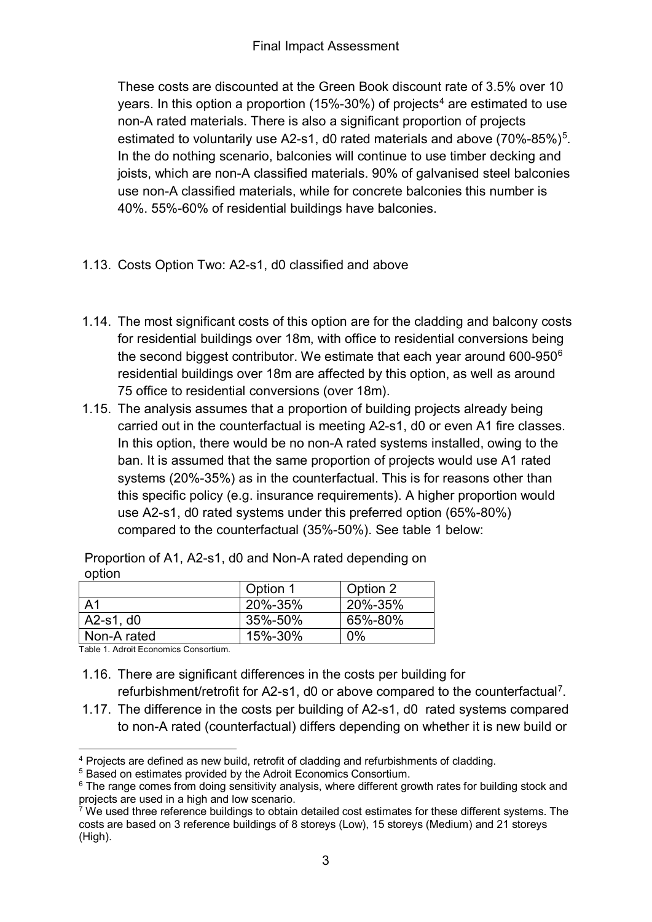These costs are discounted at the Green Book discount rate of 3.5% over 10 years. In this option a proportion (15%-30%) of projects[4] are estimated to use non-A rated materials. There is also a significant proportion of projects estimated to voluntarily use A2-s1, d0 rated materials and above (70%-85%)[5]. In the do nothing scenario, balconies will continue to use timber decking and joists, which are non-A classified materials. 90% of galvanised steel balconies use non-A classified materials, while for concrete balconies this number is 40%. 55%-60% of residential buildings have balconies.

1.13. Costs Option Two: A2-s1, d0 classified and above

1.14. The most significant costs of this option are for the cladding and balcony costs for residential buildings over 18m, with office to residential conversions being the second biggest contributor. We estimate that each year around 600-950[6] residential buildings over 18m are affected by this option, as well as around 75 office to residential conversions (over 18m).

1.15. The analysis assumes that a proportion of building projects already being carried out in the counterfactual is meeting A2-s1, d0 or even A1 fire classes. In this option, there would be no non-A rated systems installed, owing to the ban. It is assumed that the same proportion of projects would use A1 rated systems (20%-35%) as in the counterfactual. This is for reasons other than this specific policy (e.g. insurance requirements). A higher proportion would use A2-s1, d0 rated systems under this preferred option (65%-80%) compared to the counterfactual (35%-50%). See table 1 below:

Proportion of A1, A2-s1, d0 and Non-A rated depending on option

| | Option 1 | Option 2 |
|---|---|---|
| A1 | 20%-35% | 20%-35% |
| A2-s1, d0 | 35%-50% | 65%-80% |
| Non-A rated | 15%-30% | 0% |

Table 1. Adroit Economics Consortium.

1.16. There are significant differences in the costs per building for refurbishment/retrofit for A2-s1, d0 or above compared to the counterfactual[7].

1.17. The difference in the costs per building of A2-s1, d0 rated systems compared to non-A rated (counterfactual) differs depending on whether it is new build or

---

[4] Projects are defined as new build, retrofit of cladding and refurbishments of cladding.

[5] Based on estimates provided by the Adroit Economics Consortium.

[6] The range comes from doing sensitivity analysis, where different growth rates for building stock and projects are used in a high and low scenario.

[7] We used three reference buildings to obtain detailed cost estimates for these different systems. The costs are based on 3 reference buildings of 8 storeys (Low), 15 storeys (Medium) and 21 storeys (High).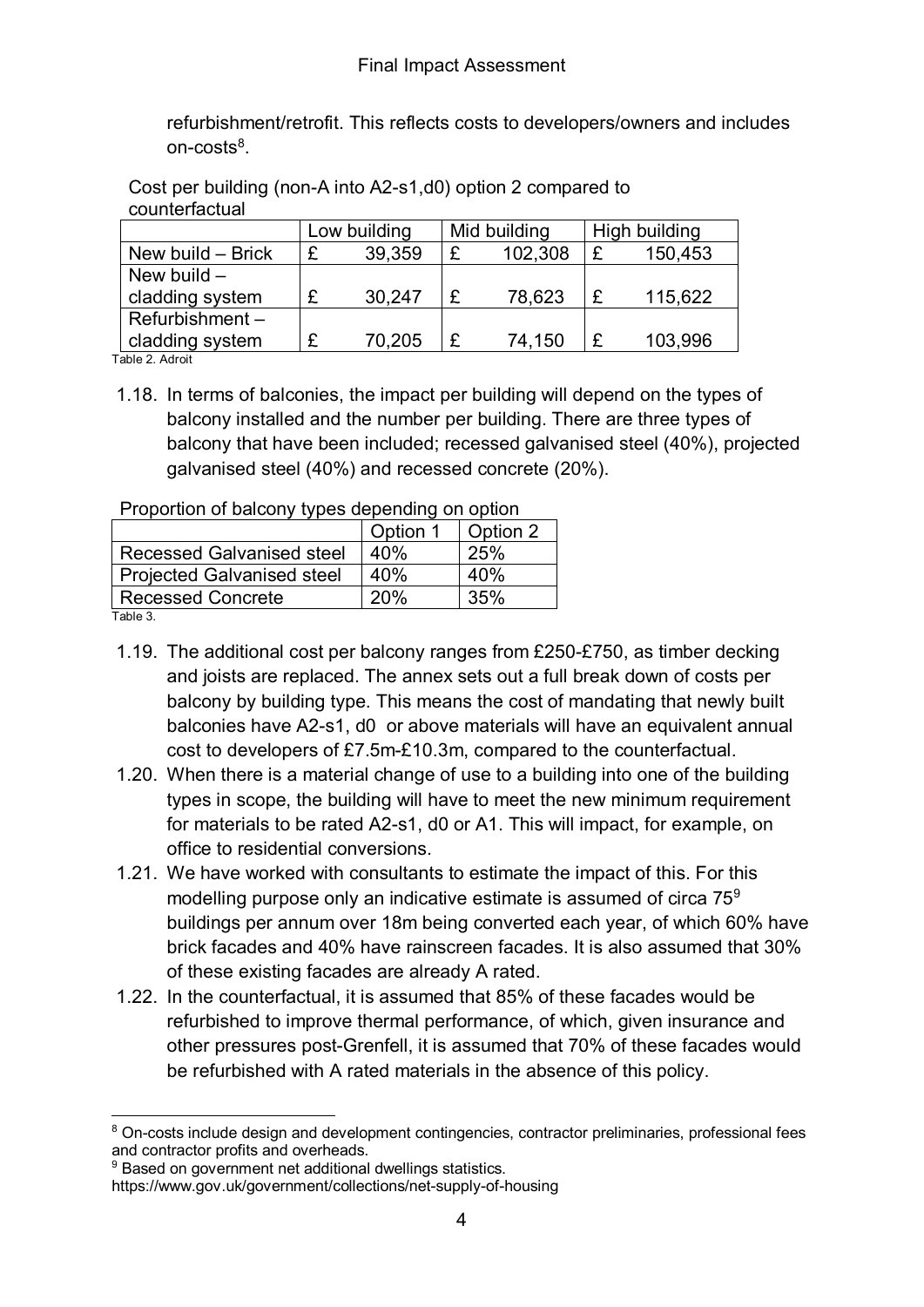refurbishment/retrofit. This reflects costs to developers/owners and includes on-costs[8].

Cost per building (non-A into A2-s1,d0) option 2 compared to counterfactual

| | Low building | | Mid building | | High building | |
|---|---|---|---|---|---|---|
| New build – Brick | £ | 39,359 | £ | 102,308 | £ | 150,453 |
| New build – cladding system | £ | 30,247 | £ | 78,623 | £ | 115,622 |
| Refurbishment – cladding system | £ | 70,205 | £ | 74,150 | £ | 103,996 |

Table 2. Adroit

1.18. In terms of balconies, the impact per building will depend on the types of balcony installed and the number per building. There are three types of balcony that have been included; recessed galvanised steel (40%), projected galvanised steel (40%) and recessed concrete (20%).

Proportion of balcony types depending on option

| | Option 1 | Option 2 |
|---|---|---|
| Recessed Galvanised steel | 40% | 25% |
| Projected Galvanised steel | 40% | 40% |
| Recessed Concrete | 20% | 35% |

Table 3.

1.19. The additional cost per balcony ranges from £250-£750, as timber decking and joists are replaced. The annex sets out a full break down of costs per balcony by building type. This means the cost of mandating that newly built balconies have A2-s1, d0 or above materials will have an equivalent annual cost to developers of £7.5m-£10.3m, compared to the counterfactual.

1.20. When there is a material change of use to a building into one of the building types in scope, the building will have to meet the new minimum requirement for materials to be rated A2-s1, d0 or A1. This will impact, for example, on office to residential conversions.

1.21. We have worked with consultants to estimate the impact of this. For this modelling purpose only an indicative estimate is assumed of circa 75[9] buildings per annum over 18m being converted each year, of which 60% have brick facades and 40% have rainscreen facades. It is also assumed that 30% of these existing facades are already A rated.

1.22. In the counterfactual, it is assumed that 85% of these facades would be refurbished to improve thermal performance, of which, given insurance and other pressures post-Grenfell, it is assumed that 70% of these facades would be refurbished with A rated materials in the absence of this policy.

---

[8] On-costs include design and development contingencies, contractor preliminaries, professional fees and contractor profits and overheads.

[9] Based on government net additional dwellings statistics. https://www.gov.uk/government/collections/net-supply-of-housing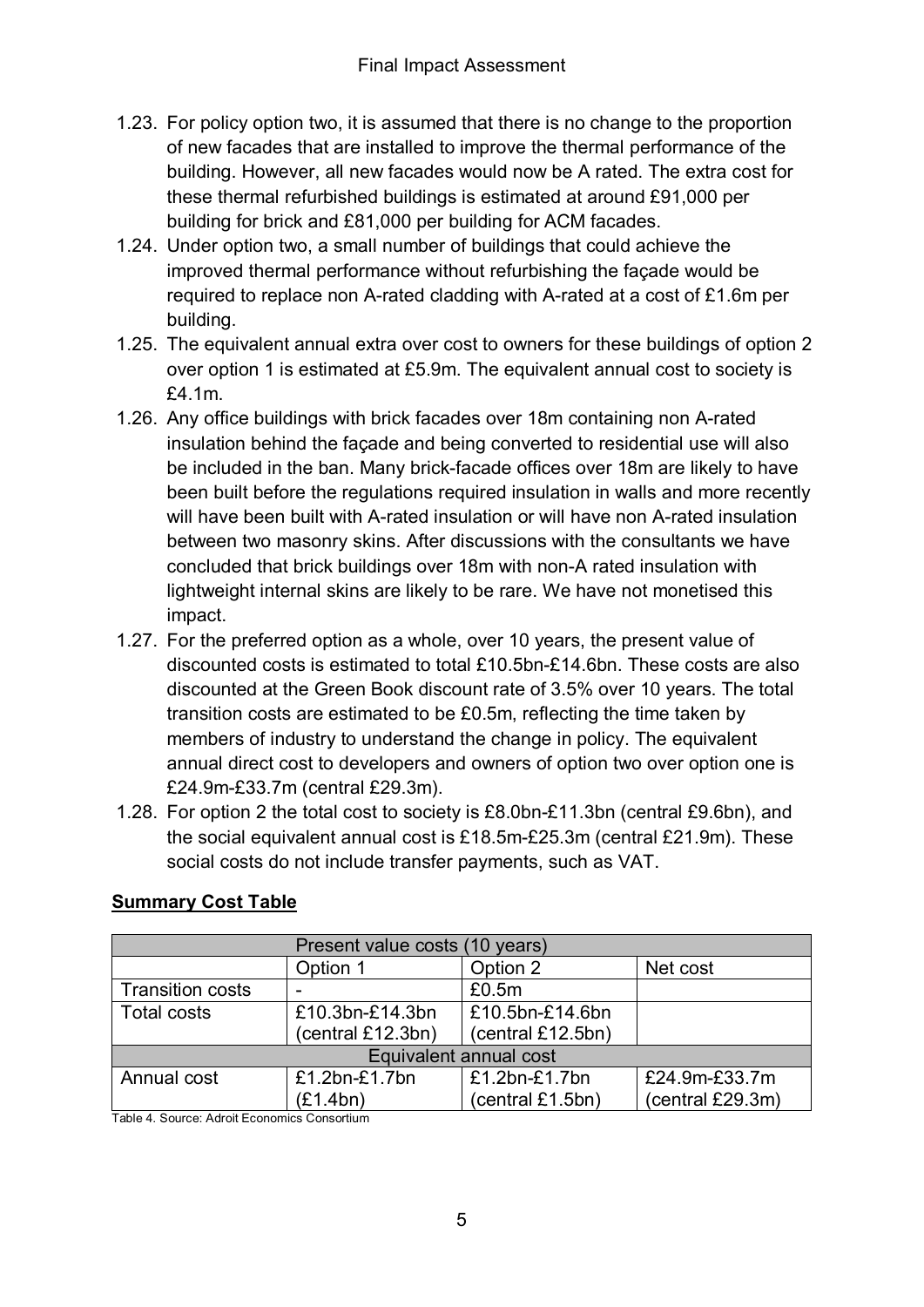1.23. For policy option two, it is assumed that there is no change to the proportion of new facades that are installed to improve the thermal performance of the building. However, all new facades would now be A rated. The extra cost for these thermal refurbished buildings is estimated at around £91,000 per building for brick and £81,000 per building for ACM facades.

1.24. Under option two, a small number of buildings that could achieve the improved thermal performance without refurbishing the façade would be required to replace non A-rated cladding with A-rated at a cost of £1.6m per building.

1.25. The equivalent annual extra over cost to owners for these buildings of option 2 over option 1 is estimated at £5.9m. The equivalent annual cost to society is £4.1m.

1.26. Any office buildings with brick facades over 18m containing non A-rated insulation behind the façade and being converted to residential use will also be included in the ban. Many brick-facade offices over 18m are likely to have been built before the regulations required insulation in walls and more recently will have been built with A-rated insulation or will have non A-rated insulation between two masonry skins. After discussions with the consultants we have concluded that brick buildings over 18m with non-A rated insulation with lightweight internal skins are likely to be rare. We have not monetised this impact.

1.27. For the preferred option as a whole, over 10 years, the present value of discounted costs is estimated to total £10.5bn-£14.6bn. These costs are also discounted at the Green Book discount rate of 3.5% over 10 years. The total transition costs are estimated to be £0.5m, reflecting the time taken by members of industry to understand the change in policy. The equivalent annual direct cost to developers and owners of option two over option one is £24.9m-£33.7m (central £29.3m).

1.28. For option 2 the total cost to society is £8.0bn-£11.3bn (central £9.6bn), and the social equivalent annual cost is £18.5m-£25.3m (central £21.9m). These social costs do not include transfer payments, such as VAT.

**Summary Cost Table**

| Present value costs (10 years) | | | |
|---|---|---|---|
| | Option 1 | Option 2 | Net cost |
| Transition costs | - | £0.5m | |
| Total costs | £10.3bn-£14.3bn (central £12.3bn) | £10.5bn-£14.6bn (central £12.5bn) | |
| Equivalent annual cost | | | |
| Annual cost | £1.2bn-£1.7bn (£1.4bn) | £1.2bn-£1.7bn (central £1.5bn) | £24.9m-£33.7m (central £29.3m) |

Table 4. Source: Adroit Economics Consortium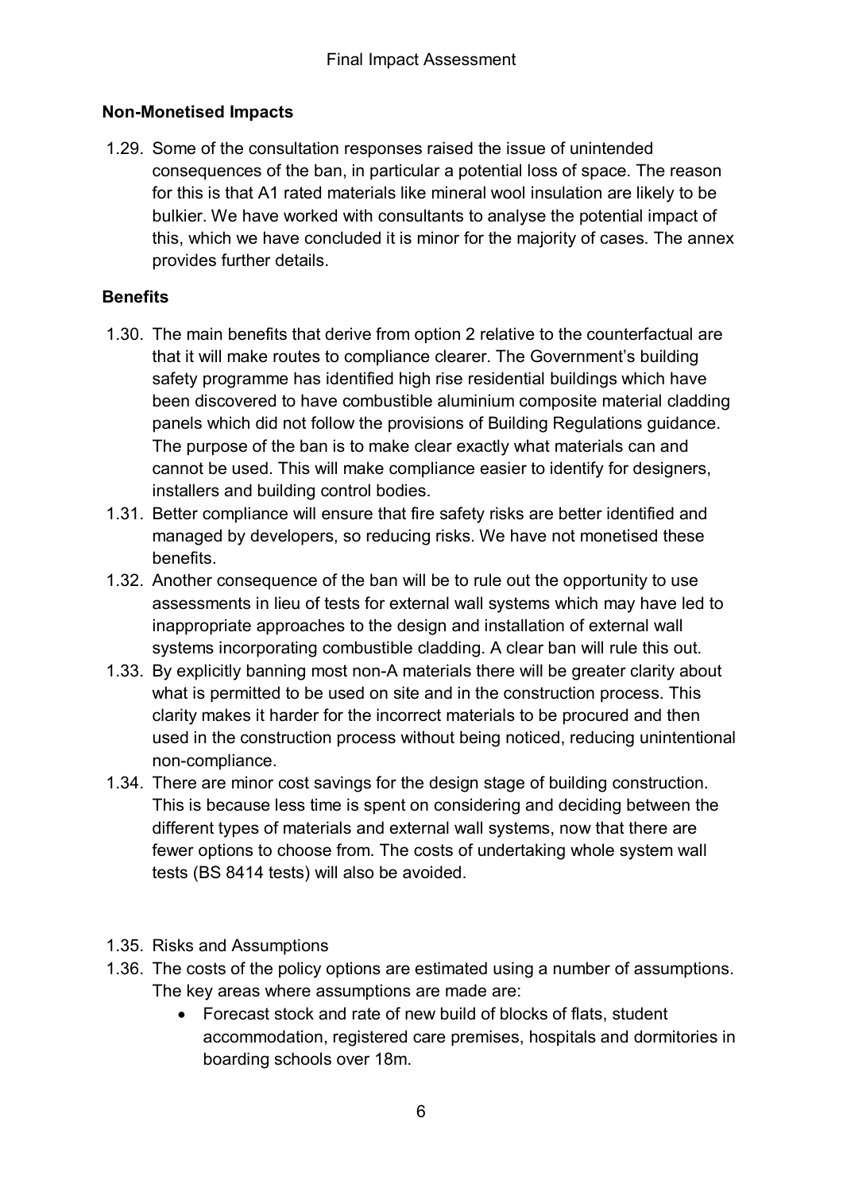**Non-Monetised Impacts**

1.29. Some of the consultation responses raised the issue of unintended consequences of the ban, in particular a potential loss of space. The reason for this is that A1 rated materials like mineral wool insulation are likely to be bulkier. We have worked with consultants to analyse the potential impact of this, which we have concluded it is minor for the majority of cases. The annex provides further details.

**Benefits**

1.30. The main benefits that derive from option 2 relative to the counterfactual are that it will make routes to compliance clearer. The Government's building safety programme has identified high rise residential buildings which have been discovered to have combustible aluminium composite material cladding panels which did not follow the provisions of Building Regulations guidance. The purpose of the ban is to make clear exactly what materials can and cannot be used. This will make compliance easier to identify for designers, installers and building control bodies.

1.31. Better compliance will ensure that fire safety risks are better identified and managed by developers, so reducing risks. We have not monetised these benefits.

1.32. Another consequence of the ban will be to rule out the opportunity to use assessments in lieu of tests for external wall systems which may have led to inappropriate approaches to the design and installation of external wall systems incorporating combustible cladding. A clear ban will rule this out.

1.33. By explicitly banning most non-A materials there will be greater clarity about what is permitted to be used on site and in the construction process. This clarity makes it harder for the incorrect materials to be procured and then used in the construction process without being noticed, reducing unintentional non-compliance.

1.34. There are minor cost savings for the design stage of building construction. This is because less time is spent on considering and deciding between the different types of materials and external wall systems, now that there are fewer options to choose from. The costs of undertaking whole system wall tests (BS 8414 tests) will also be avoided.

1.35. Risks and Assumptions

1.36. The costs of the policy options are estimated using a number of assumptions. The key areas where assumptions are made are:

- Forecast stock and rate of new build of blocks of flats, student accommodation, registered care premises, hospitals and dormitories in boarding schools over 18m.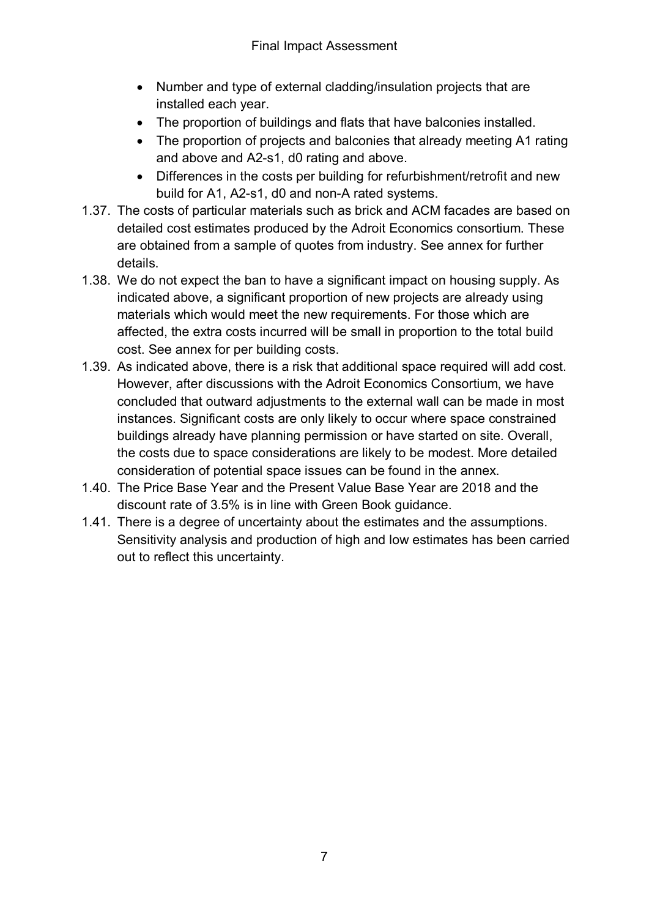- Number and type of external cladding/insulation projects that are installed each year.
- The proportion of buildings and flats that have balconies installed.
- The proportion of projects and balconies that already meeting A1 rating and above and A2-s1, d0 rating and above.
- Differences in the costs per building for refurbishment/retrofit and new build for A1, A2-s1, d0 and non-A rated systems.

1.37. The costs of particular materials such as brick and ACM facades are based on detailed cost estimates produced by the Adroit Economics consortium. These are obtained from a sample of quotes from industry. See annex for further details.

1.38. We do not expect the ban to have a significant impact on housing supply. As indicated above, a significant proportion of new projects are already using materials which would meet the new requirements. For those which are affected, the extra costs incurred will be small in proportion to the total build cost. See annex for per building costs.

1.39. As indicated above, there is a risk that additional space required will add cost. However, after discussions with the Adroit Economics Consortium, we have concluded that outward adjustments to the external wall can be made in most instances. Significant costs are only likely to occur where space constrained buildings already have planning permission or have started on site. Overall, the costs due to space considerations are likely to be modest. More detailed consideration of potential space issues can be found in the annex.

1.40. The Price Base Year and the Present Value Base Year are 2018 and the discount rate of 3.5% is in line with Green Book guidance.

1.41. There is a degree of uncertainty about the estimates and the assumptions. Sensitivity analysis and production of high and low estimates has been carried out to reflect this uncertainty.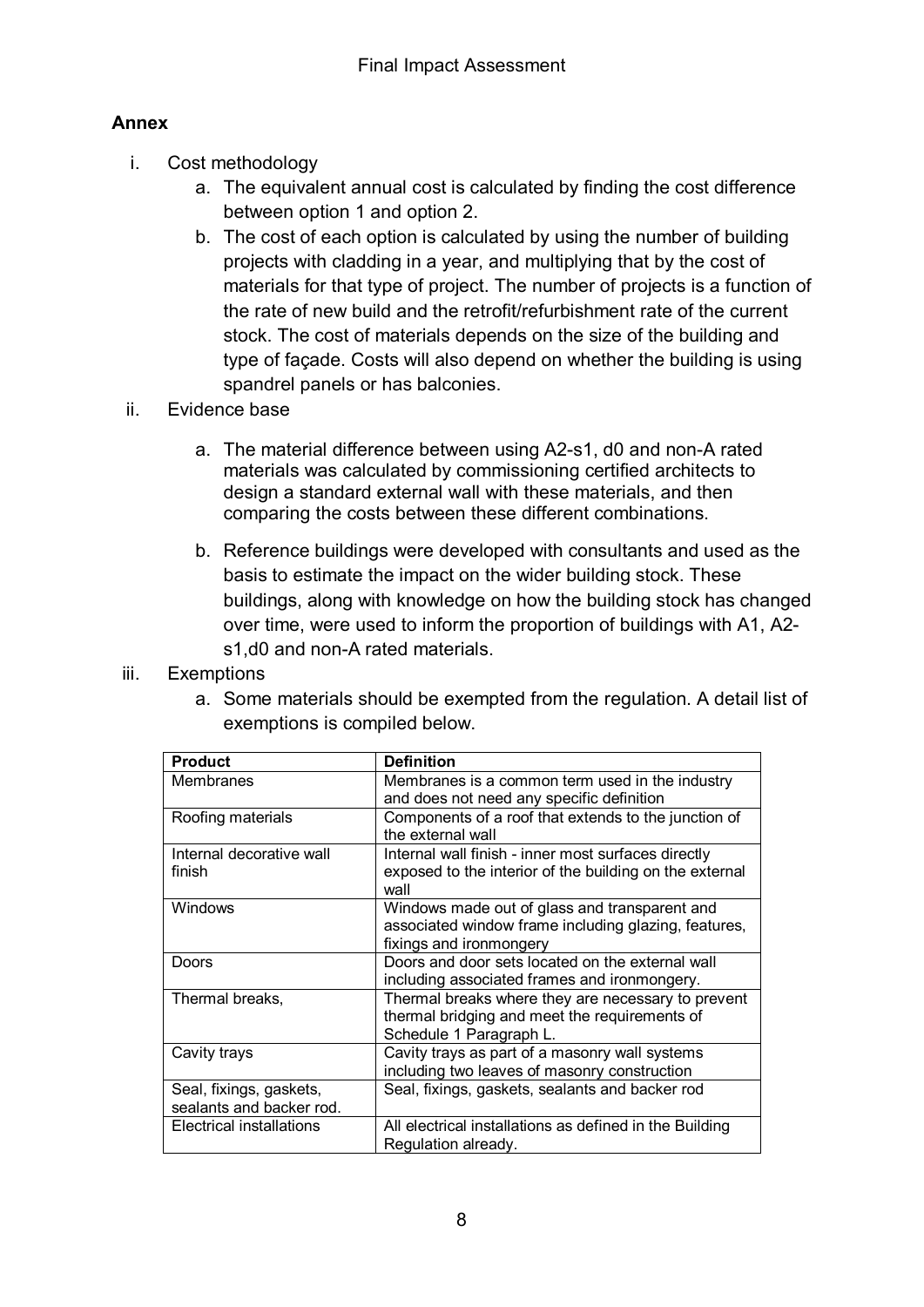## Annex

i. Cost methodology
   a. The equivalent annual cost is calculated by finding the cost difference between option 1 and option 2.
   b. The cost of each option is calculated by using the number of building projects with cladding in a year, and multiplying that by the cost of materials for that type of project. The number of projects is a function of the rate of new build and the retrofit/refurbishment rate of the current stock. The cost of materials depends on the size of the building and type of façade. Costs will also depend on whether the building is using spandrel panels or has balconies.

ii. Evidence base
   a. The material difference between using A2-s1, d0 and non-A rated materials was calculated by commissioning certified architects to design a standard external wall with these materials, and then comparing the costs between these different combinations.
   b. Reference buildings were developed with consultants and used as the basis to estimate the impact on the wider building stock. These buildings, along with knowledge on how the building stock has changed over time, were used to inform the proportion of buildings with A1, A2-s1,d0 and non-A rated materials.

iii. Exemptions
   a. Some materials should be exempted from the regulation. A detail list of exemptions is compiled below.

| Product | Definition |
|---|---|
| Membranes | Membranes is a common term used in the industry and does not need any specific definition |
| Roofing materials | Components of a roof that extends to the junction of the external wall |
| Internal decorative wall finish | Internal wall finish - inner most surfaces directly exposed to the interior of the building on the external wall |
| Windows | Windows made out of glass and transparent and associated window frame including glazing, features, fixings and ironmongery |
| Doors | Doors and door sets located on the external wall including associated frames and ironmongery. |
| Thermal breaks, | Thermal breaks where they are necessary to prevent thermal bridging and meet the requirements of Schedule 1 Paragraph L. |
| Cavity trays | Cavity trays as part of a masonry wall systems including two leaves of masonry construction |
| Seal, fixings, gaskets, sealants and backer rod. | Seal, fixings, gaskets, sealants and backer rod |
| Electrical installations | All electrical installations as defined in the Building Regulation already. |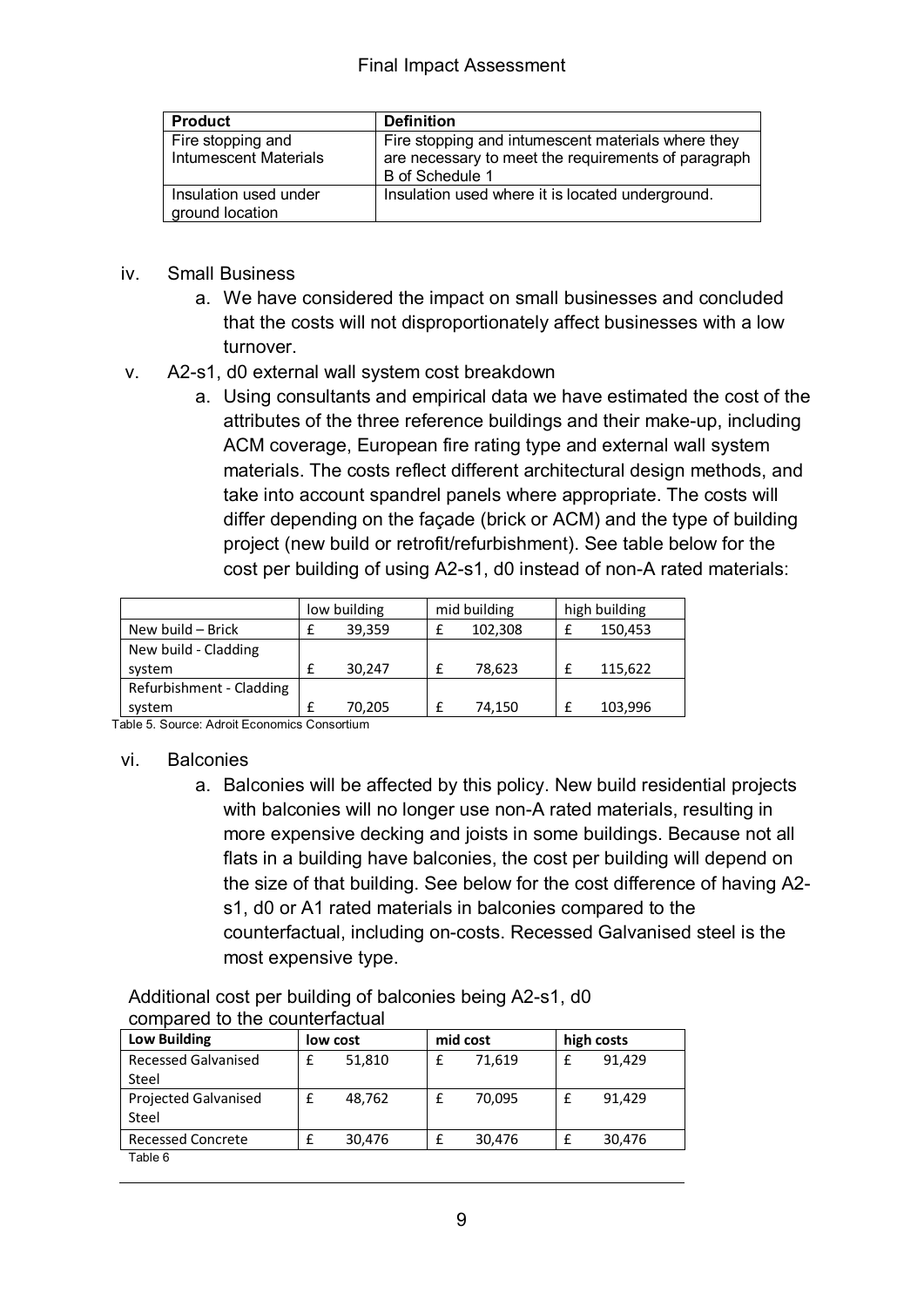| Product | Definition |
|---|---|
| Fire stopping and Intumescent Materials | Fire stopping and intumescent materials where they are necessary to meet the requirements of paragraph B of Schedule 1 |
| Insulation used under ground location | Insulation used where it is located underground. |

iv. Small Business

a. We have considered the impact on small businesses and concluded that the costs will not disproportionately affect businesses with a low turnover.

v. A2-s1, d0 external wall system cost breakdown

a. Using consultants and empirical data we have estimated the cost of the attributes of the three reference buildings and their make-up, including ACM coverage, European fire rating type and external wall system materials. The costs reflect different architectural design methods, and take into account spandrel panels where appropriate. The costs will differ depending on the façade (brick or ACM) and the type of building project (new build or retrofit/refurbishment). See table below for the cost per building of using A2-s1, d0 instead of non-A rated materials:

| | low building | mid building | high building |
|---|---|---|---|
| New build – Brick | £ 39,359 | £ 102,308 | £ 150,453 |
| New build - Cladding system | £ 30,247 | £ 78,623 | £ 115,622 |
| Refurbishment - Cladding system | £ 70,205 | £ 74,150 | £ 103,996 |

Table 5. Source: Adroit Economics Consortium

vi. Balconies

a. Balconies will be affected by this policy. New build residential projects with balconies will no longer use non-A rated materials, resulting in more expensive decking and joists in some buildings. Because not all flats in a building have balconies, the cost per building will depend on the size of that building. See below for the cost difference of having A2-s1, d0 or A1 rated materials in balconies compared to the counterfactual, including on-costs. Recessed Galvanised steel is the most expensive type.

Additional cost per building of balconies being A2-s1, d0 compared to the counterfactual

| Low Building | low cost | mid cost | high costs |
|---|---|---|---|
| Recessed Galvanised Steel | £ 51,810 | £ 71,619 | £ 91,429 |
| Projected Galvanised Steel | £ 48,762 | £ 70,095 | £ 91,429 |
| Recessed Concrete | £ 30,476 | £ 30,476 | £ 30,476 |

Table 6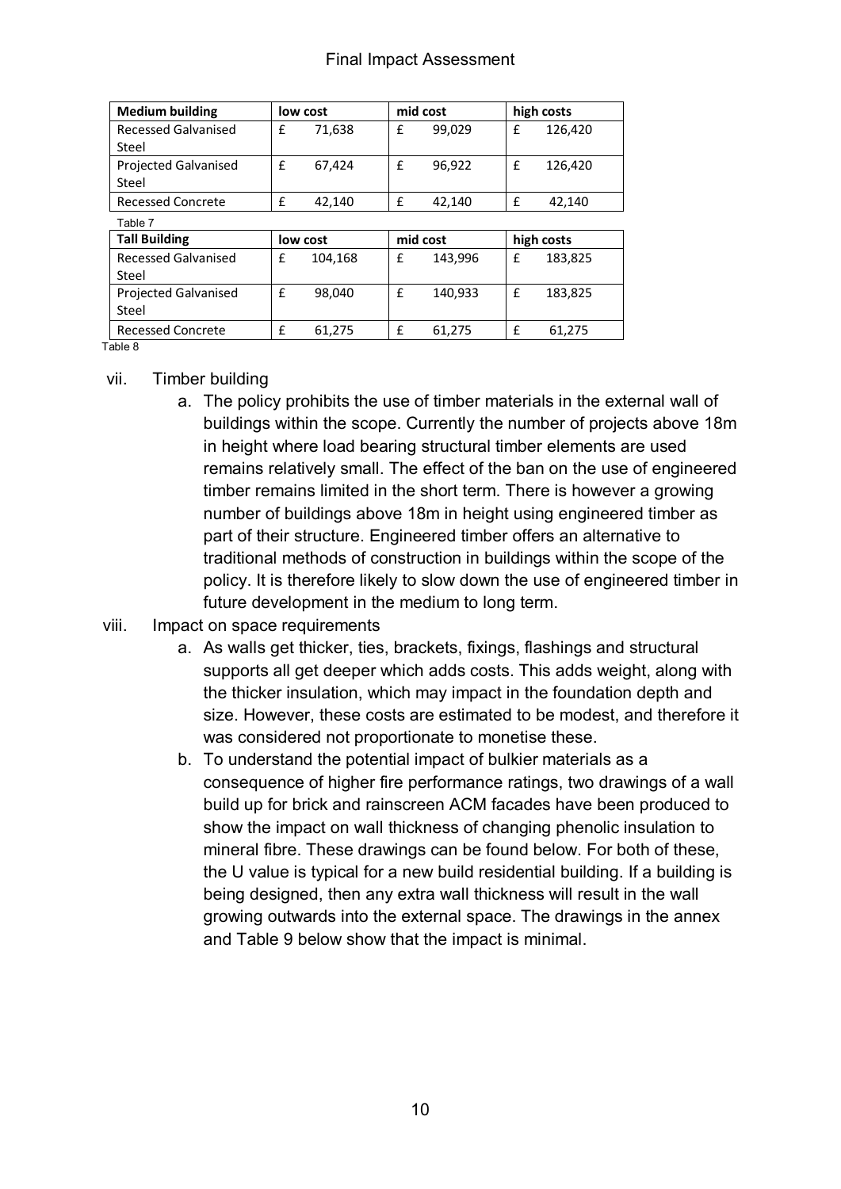| Medium building | low cost | mid cost | high costs |
|---|---|---|---|
| Recessed Galvanised Steel | £ 71,638 | £ 99,029 | £ 126,420 |
| Projected Galvanised Steel | £ 67,424 | £ 96,922 | £ 126,420 |
| Recessed Concrete | £ 42,140 | £ 42,140 | £ 42,140 |

Table 7

| Tall Building | low cost | mid cost | high costs |
|---|---|---|---|
| Recessed Galvanised Steel | £ 104,168 | £ 143,996 | £ 183,825 |
| Projected Galvanised Steel | £ 98,040 | £ 140,933 | £ 183,825 |
| Recessed Concrete | £ 61,275 | £ 61,275 | £ 61,275 |

Table 8

vii. Timber building

a. The policy prohibits the use of timber materials in the external wall of buildings within the scope. Currently the number of projects above 18m in height where load bearing structural timber elements are used remains relatively small. The effect of the ban on the use of engineered timber remains limited in the short term. There is however a growing number of buildings above 18m in height using engineered timber as part of their structure. Engineered timber offers an alternative to traditional methods of construction in buildings within the scope of the policy. It is therefore likely to slow down the use of engineered timber in future development in the medium to long term.

viii. Impact on space requirements

a. As walls get thicker, ties, brackets, fixings, flashings and structural supports all get deeper which adds costs. This adds weight, along with the thicker insulation, which may impact in the foundation depth and size. However, these costs are estimated to be modest, and therefore it was considered not proportionate to monetise these.

b. To understand the potential impact of bulkier materials as a consequence of higher fire performance ratings, two drawings of a wall build up for brick and rainscreen ACM facades have been produced to show the impact on wall thickness of changing phenolic insulation to mineral fibre. These drawings can be found below. For both of these, the U value is typical for a new build residential building. If a building is being designed, then any extra wall thickness will result in the wall growing outwards into the external space. The drawings in the annex and Table 9 below show that the impact is minimal.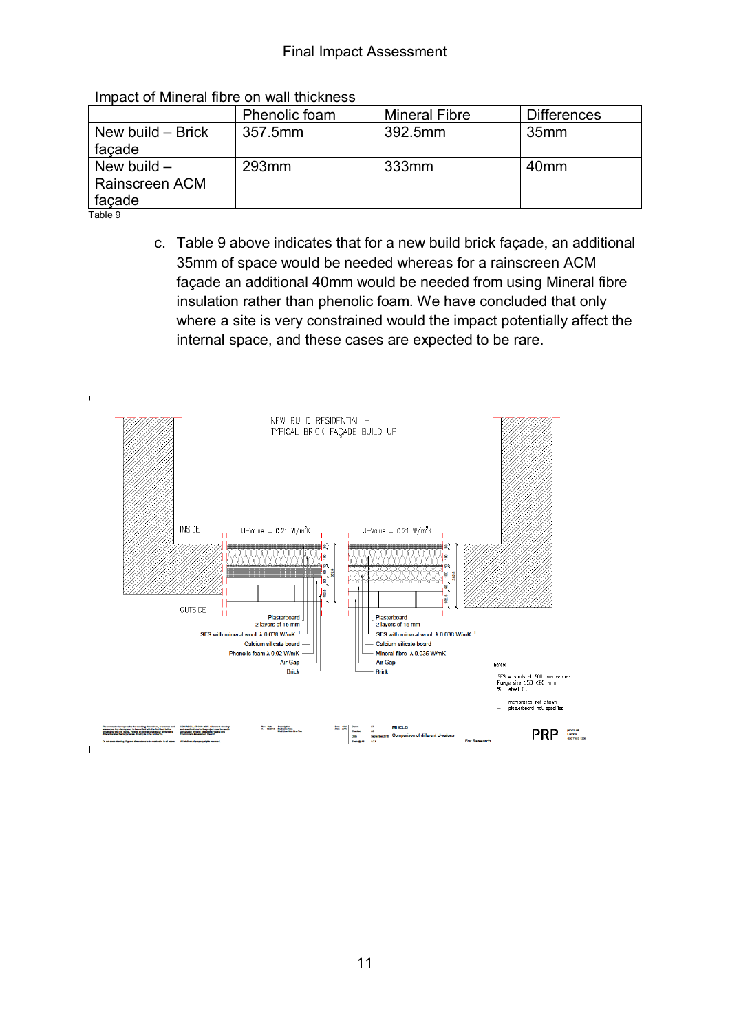Impact of Mineral fibre on wall thickness

| | Phenolic foam | Mineral Fibre | Differences |
|---|---|---|---|
| New build – Brick façade | 357.5mm | 392.5mm | 35mm |
| New build – Rainscreen ACM façade | 293mm | 333mm | 40mm |

Table 9

c. Table 9 above indicates that for a new build brick façade, an additional 35mm of space would be needed whereas for a rainscreen ACM façade an additional 40mm would be needed from using Mineral fibre insulation rather than phenolic foam. We have concluded that only where a site is very constrained would the impact potentially affect the internal space, and these cases are expected to be rare.

NEW BUILD RESIDENTIAL –
TYPICAL BRICK FAÇADE BUILD UP

INSIDE

OUTSIDE

U-Value = 0.21 W/m²K

U-Value = 0.21 W/m²K

Plasterboard
2 layers of 15 mm
SFS with mineral wool λ 0.038 W/mK [1]
Calcium silicate board
Phenolic foam λ 0.02 W/mK
Air Gap
Brick

Plasterboard
2 layers of 15 mm
SFS with mineral wool λ 0.038 W/mK [1]
Calcium silicate board
Mineral fibre λ 0.035 W/mK
Air Gap
Brick

notes:
[1] SFS = studs at 600 mm centres
Flange size >50 <80 mm
% steel 0.3

– membranes not shown
– plasterboard not specified

MHCLG
Comparison of different U-values
For Research
PRP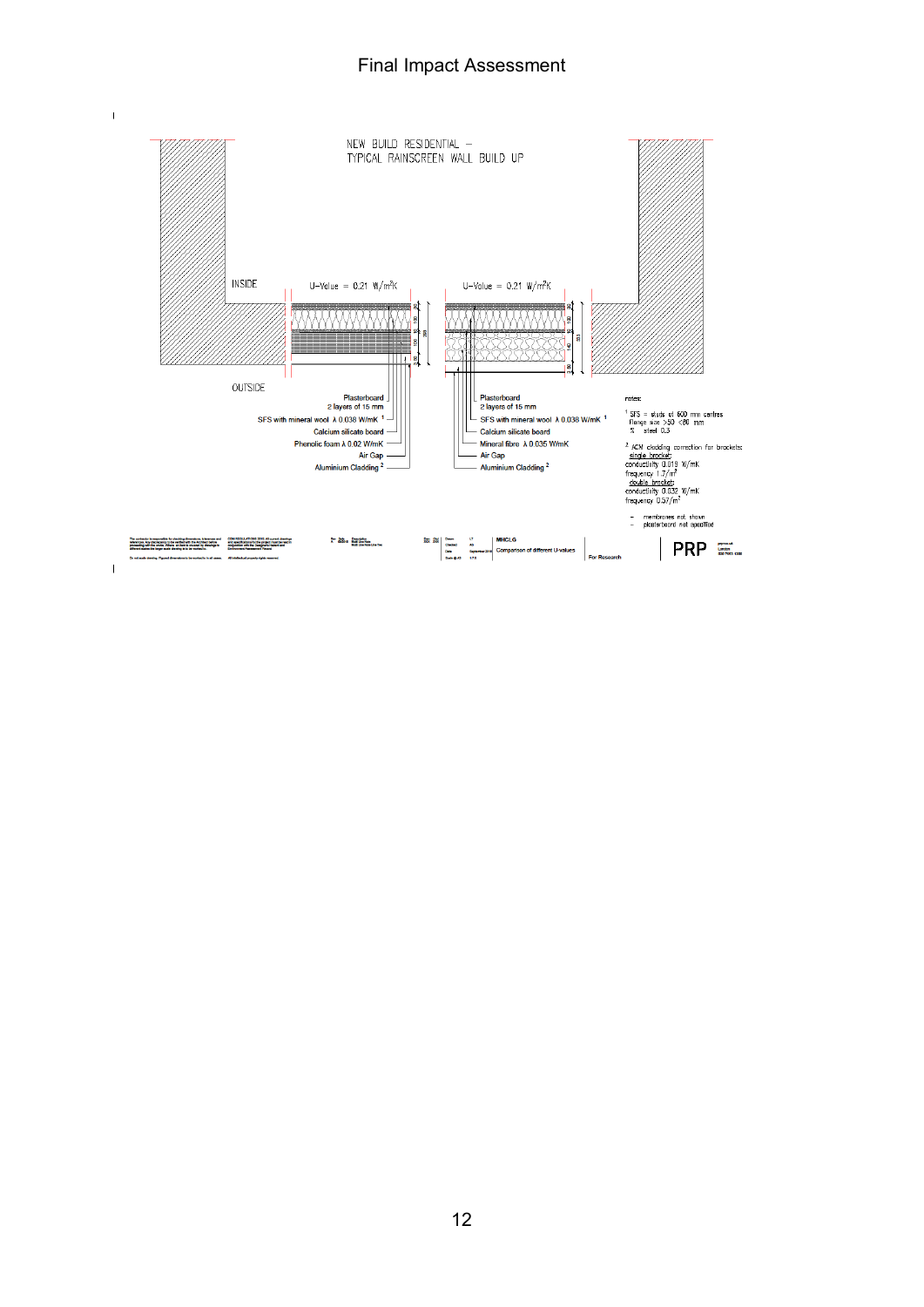NEW BUILD RESIDENTIAL –
TYPICAL RAINSCREEN WALL BUILD UP

INSIDE

OUTSIDE

U-Value = 0.21 W/m²K

U-Value = 0.21 W/m²K

Plasterboard
2 layers of 15 mm

SFS with mineral wool λ 0.038 W/mK [1]

Calcium silicate board

Phenolic foam λ 0.02 W/mK

Air Gap

Aluminium Cladding [2]

Plasterboard
2 layers of 15 mm

SFS with mineral wool λ 0.038 W/mK [1]

Calcium silicate board

Mineral fibre λ 0.035 W/mK

Air Gap

Aluminium Cladding [2]

notes:

[1] SFS = studs at 600 mm centres
Flange size >50 <80 mm
% steel 0.3

[2] ACM cladding correction for brackets:
single bracket:
conductivity 0.019 W/mK
frequency 1.7/m²
double bracket:
conductivity 0.032 W/mK
frequency 0.57/m²

- membranes not shown
- plasterboard not specified

MHCLG

Comparison of different U-values

For Research

PRP